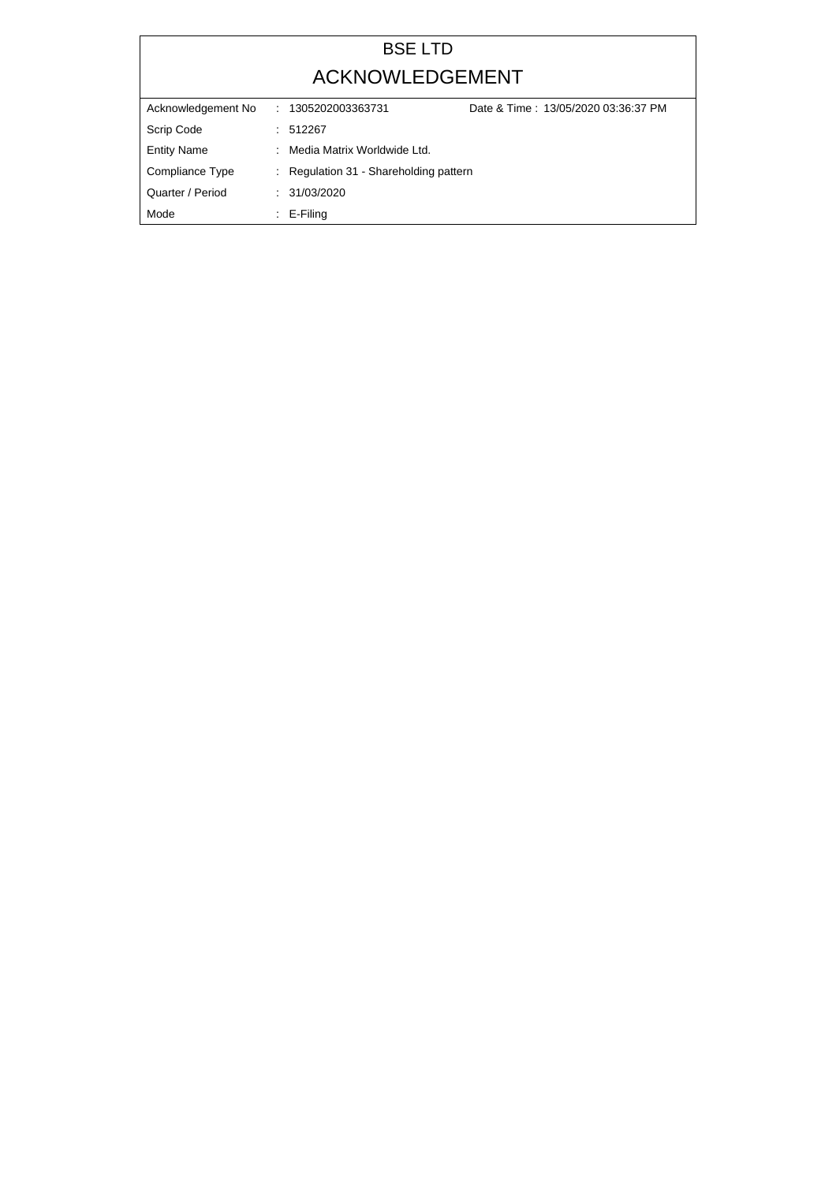# BSE LTD

## ACKNOWLEDGEMENT

| | | |
|---|---|---|
| Acknowledgement No | : 1305202003363731 | Date & Time : 13/05/2020 03:36:37 PM |
| Scrip Code | : 512267 | |
| Entity Name | : Media Matrix Worldwide Ltd. | |
| Compliance Type | : Regulation 31 - Shareholding pattern | |
| Quarter / Period | : 31/03/2020 | |
| Mode | : E-Filing | |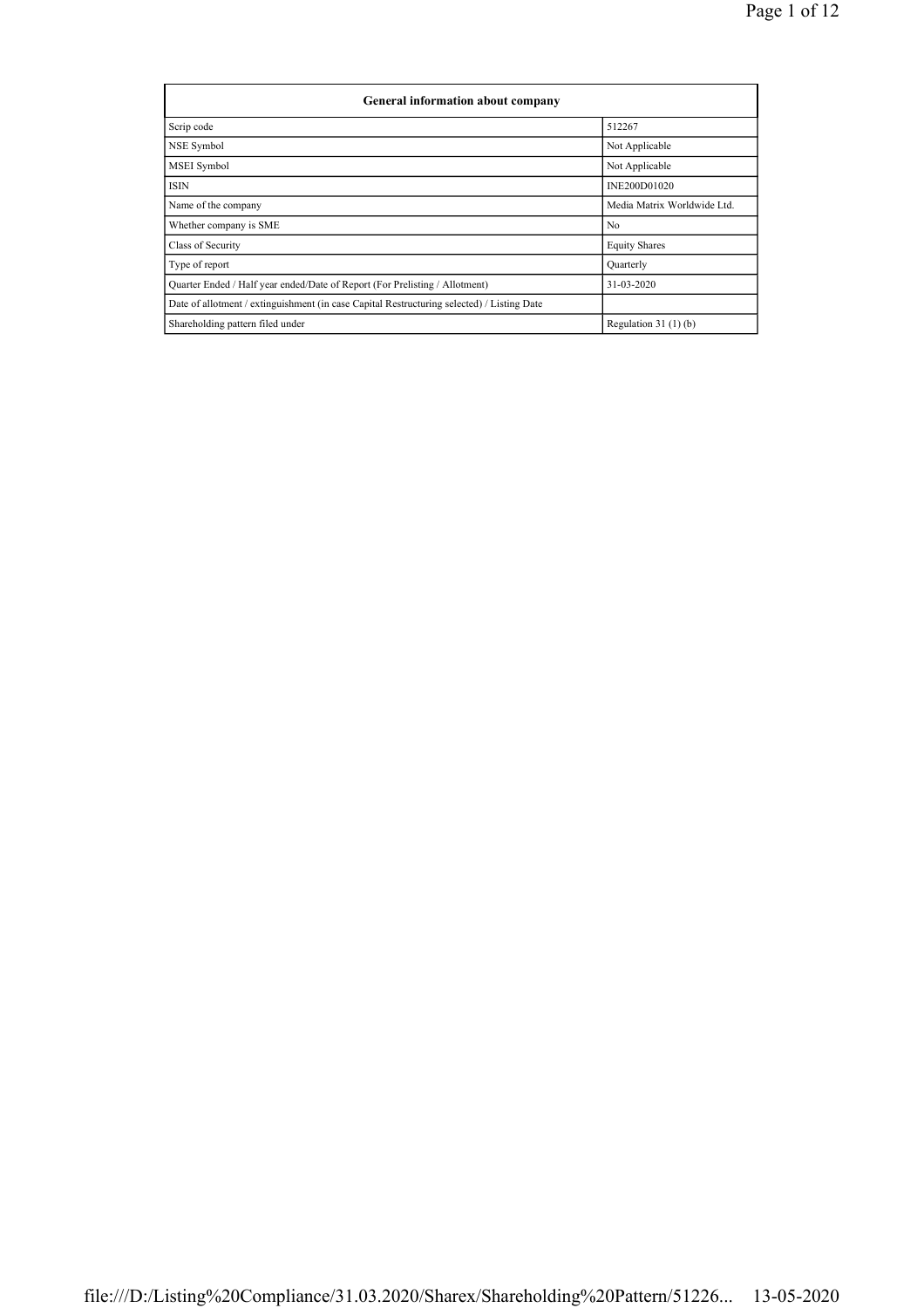| General information about company | |
|---|---|
| Scrip code | 512267 |
| NSE Symbol | Not Applicable |
| MSEI Symbol | Not Applicable |
| ISIN | INE200D01020 |
| Name of the company | Media Matrix Worldwide Ltd. |
| Whether company is SME | No |
| Class of Security | Equity Shares |
| Type of report | Quarterly |
| Quarter Ended / Half year ended/Date of Report (For Prelisting / Allotment) | 31-03-2020 |
| Date of allotment / extinguishment (in case Capital Restructuring selected) / Listing Date | |
| Shareholding pattern filed under | Regulation 31 (1) (b) |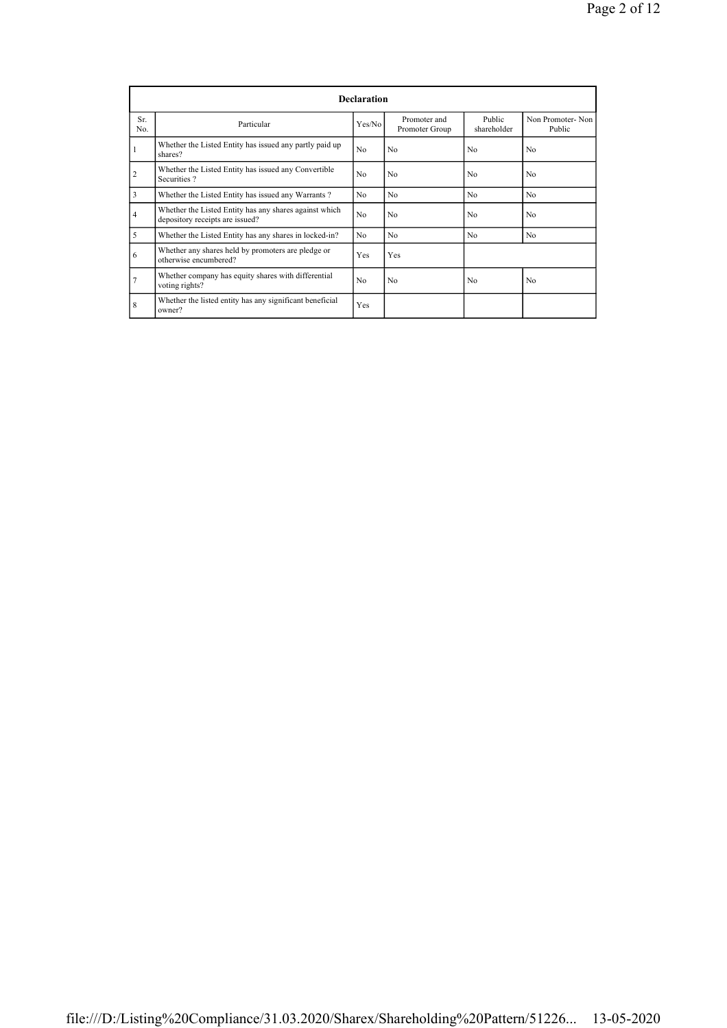| Declaration | | | | | |
|---|---|---|---|---|---|
| Sr. No. | Particular | Yes/No | Promoter and Promoter Group | Public shareholder | Non Promoter- Non Public |
| 1 | Whether the Listed Entity has issued any partly paid up shares? | No | No | No | No |
| 2 | Whether the Listed Entity has issued any Convertible Securities ? | No | No | No | No |
| 3 | Whether the Listed Entity has issued any Warrants ? | No | No | No | No |
| 4 | Whether the Listed Entity has any shares against which depository receipts are issued? | No | No | No | No |
| 5 | Whether the Listed Entity has any shares in locked-in? | No | No | No | No |
| 6 | Whether any shares held by promoters are pledge or otherwise encumbered? | Yes | Yes | | |
| 7 | Whether company has equity shares with differential voting rights? | No | No | No | No |
| 8 | Whether the listed entity has any significant beneficial owner? | Yes | | | |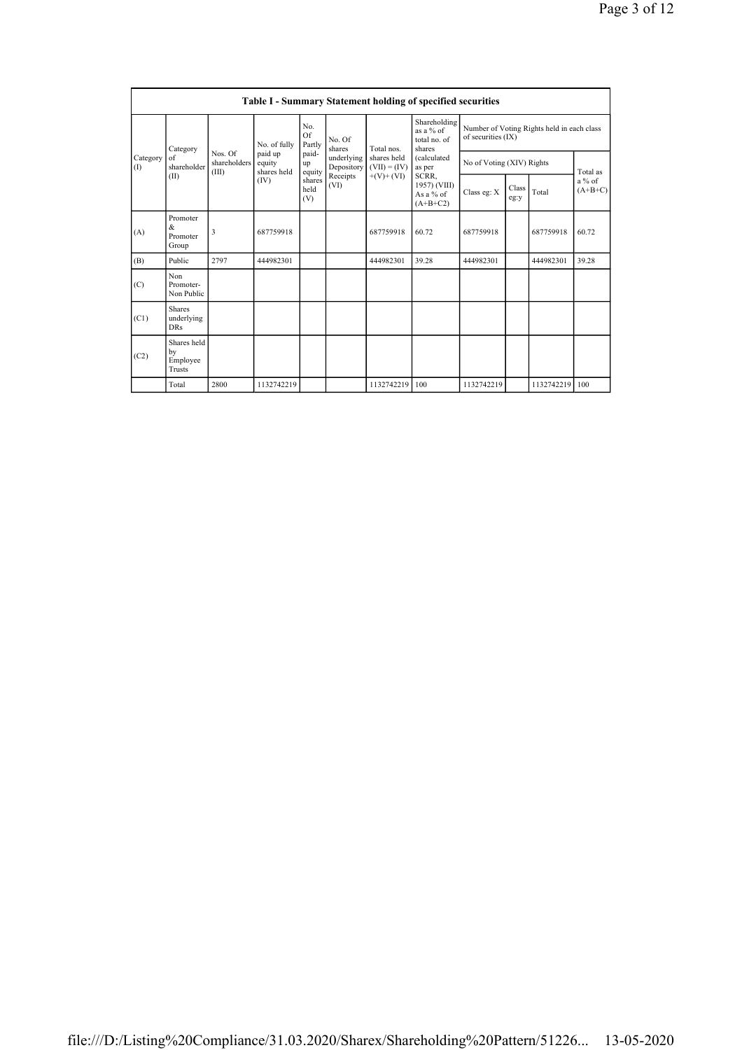| Table I - Summary Statement holding of specified securities | | | | | | | | | | | | |
|---|---|---|---|---|---|---|---|---|---|---|---|---|
| Category (I) | Category of shareholder (II) | Nos. Of shareholders (III) | No. of fully paid up equity shares held (IV) | No. Of Partly paid-up equity shares held (V) | No. Of shares underlying Depository Receipts (VI) | Total nos. shares held (VII) = (IV)+(V)+ (VI) | Shareholding as a % of total no. of shares (calculated as per SCRR, 1957) (VIII) As a % of (A+B+C2) | Number of Voting Rights held in each class of securities (IX) | | | |
| | | | | | | | | No of Voting (XIV) Rights | | | Total as a % of (A+B+C) |
| | | | | | | | | Class eg: X | Class eg:y | Total | |
| (A) | Promoter & Promoter Group | 3 | 687759918 | | | 687759918 | 60.72 | 687759918 | | 687759918 | 60.72 |
| (B) | Public | 2797 | 444982301 | | | 444982301 | 39.28 | 444982301 | | 444982301 | 39.28 |
| (C) | Non Promoter- Non Public | | | | | | | | | | |
| (C1) | Shares underlying DRs | | | | | | | | | | |
| (C2) | Shares held by Employee Trusts | | | | | | | | | | |
| | Total | 2800 | 1132742219 | | | 1132742219 | 100 | 1132742219 | | 1132742219 | 100 |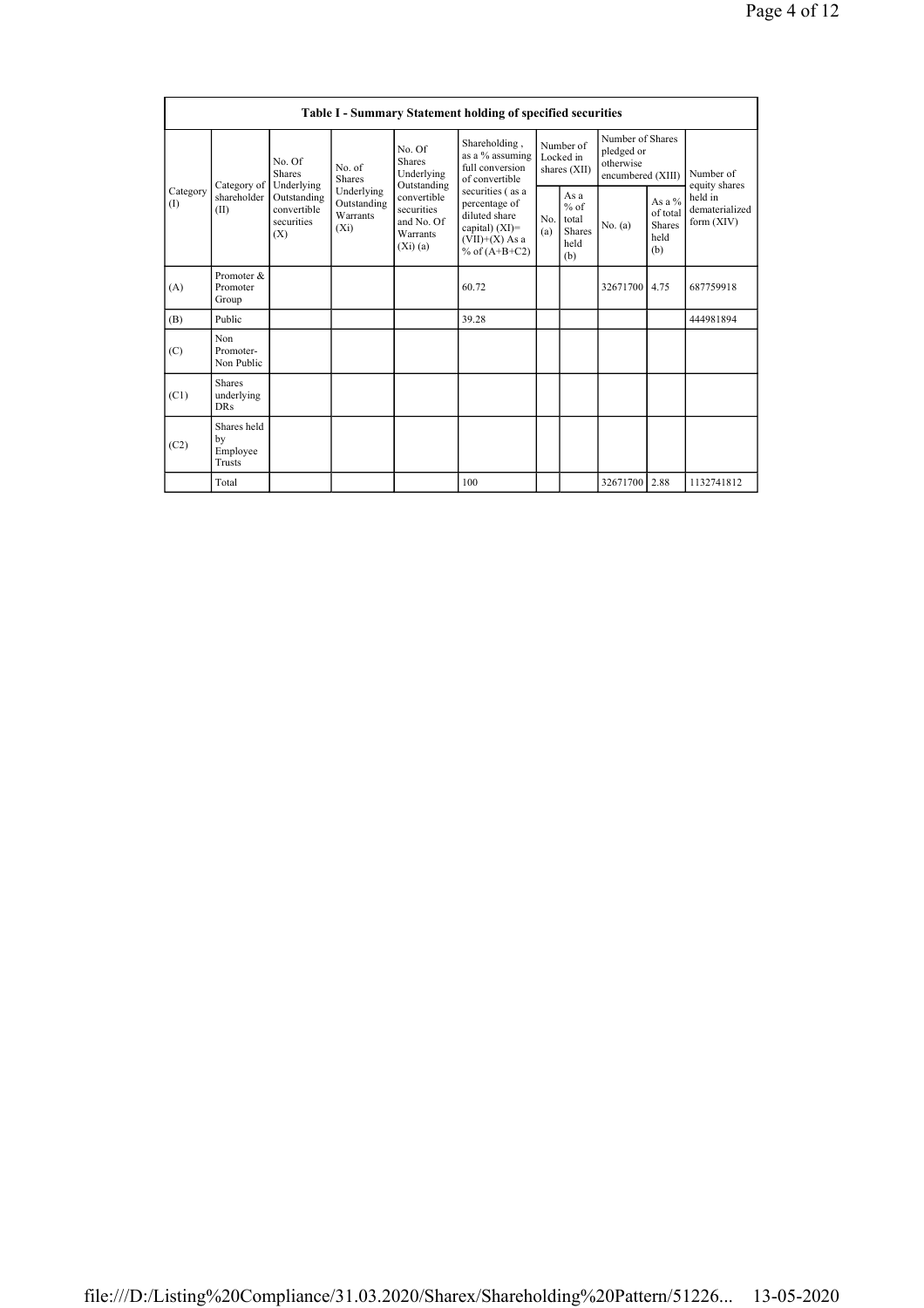| Table I - Summary Statement holding of specified securities | | | | | | | | | | | |
|---|---|---|---|---|---|---|---|---|---|---|---|
| Category (I) | Category of shareholder (II) | No. Of Shares Underlying Outstanding convertible securities (X) | No. of Shares Underlying Outstanding Warrants (Xi) | No. Of Shares Underlying Outstanding convertible securities and No. Of Warrants (Xi) (a) | Shareholding , as a % assuming full conversion of convertible securities ( as a percentage of diluted share capital) (XI)= (VII)+(X) As a % of (A+B+C2) | Number of Locked in shares (XII) | | Number of Shares pledged or otherwise encumbered (XIII) | | Number of equity shares held in dematerialized form (XIV) |
| | | | | | | No. (a) | As a % of total Shares held (b) | No. (a) | As a % of total Shares held (b) | |
| (A) | Promoter & Promoter Group | | | | 60.72 | | | 32671700 | 4.75 | 687759918 |
| (B) | Public | | | | 39.28 | | | | | 444981894 |
| (C) | Non Promoter- Non Public | | | | | | | | | |
| (C1) | Shares underlying DRs | | | | | | | | | |
| (C2) | Shares held by Employee Trusts | | | | | | | | | |
| | Total | | | | 100 | | | 32671700 | 2.88 | 1132741812 |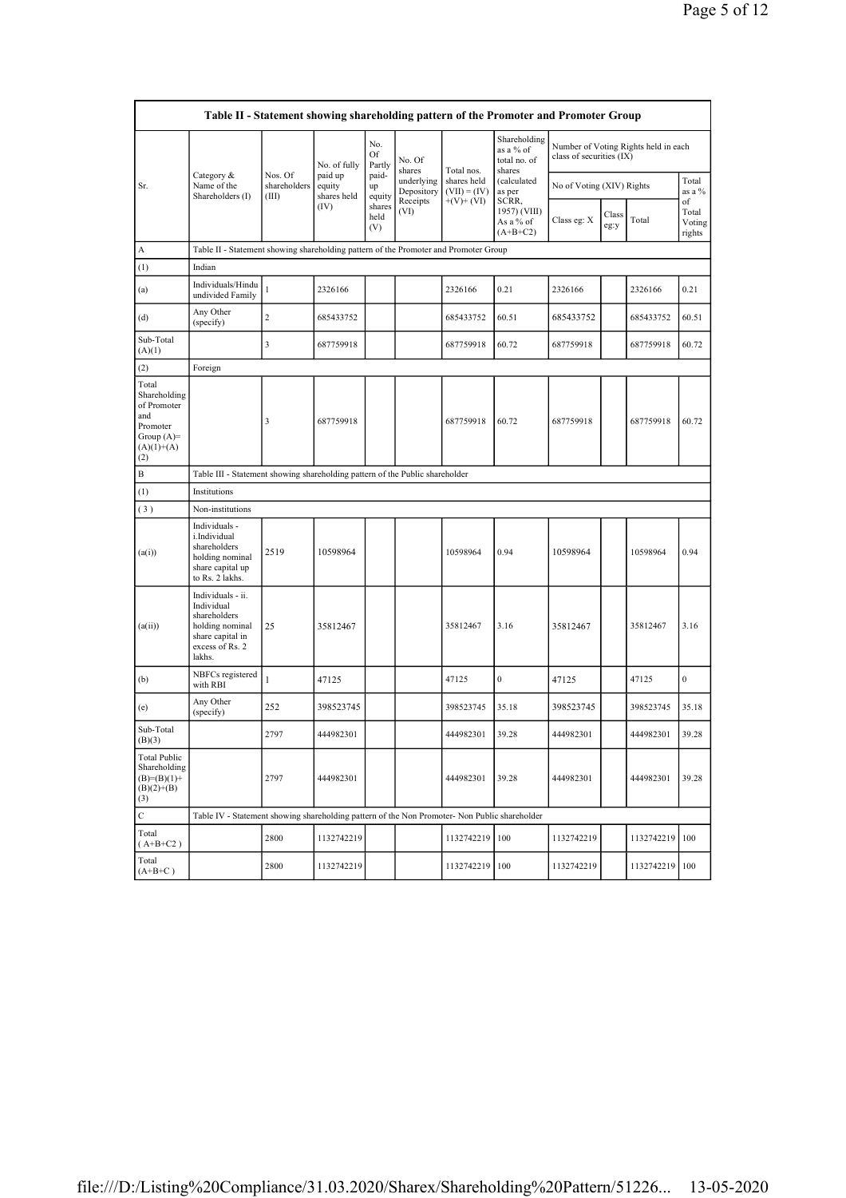| Table II - Statement showing shareholding pattern of the Promoter and Promoter Group | | | | | | | | | | | | |
|---|---|---|---|---|---|---|---|---|---|---|---|---|
| Sr. | Category & Name of the Shareholders (I) | Nos. Of shareholders (III) | No. of fully paid up equity shares held (IV) | No. Of Partly paid-up equity shares held (V) | No. Of shares underlying Depository Receipts (VI) | Total nos. shares held (VII) = (IV)+(V)+ (VI) | Shareholding as a % of total no. of shares (calculated as per SCRR, 1957) (VIII) As a % of (A+B+C2) | Number of Voting Rights held in each class of securities (IX) | | | |
| | | | | | | | | No of Voting (XIV) Rights | | | Total as a % of Total Voting rights |
| | | | | | | | | Class eg: X | Class eg:y | Total | |
| A | Table II - Statement showing shareholding pattern of the Promoter and Promoter Group | | | | | | | | | | |
| (1) | Indian | | | | | | | | | | |
| (a) | Individuals/Hindu undivided Family | 1 | 2326166 | | | 2326166 | 0.21 | 2326166 | | 2326166 | 0.21 |
| (d) | Any Other (specify) | 2 | 685433752 | | | 685433752 | 60.51 | 685433752 | | 685433752 | 60.51 |
| Sub-Total (A)(1) | | 3 | 687759918 | | | 687759918 | 60.72 | 687759918 | | 687759918 | 60.72 |
| (2) | Foreign | | | | | | | | | | |
| Total Shareholding of Promoter and Promoter Group (A)=(A)(1)+(A)(2) | | 3 | 687759918 | | | 687759918 | 60.72 | 687759918 | | 687759918 | 60.72 |
| B | Table III - Statement showing shareholding pattern of the Public shareholder | | | | | | | | | | |
| (1) | Institutions | | | | | | | | | | |
| (3) | Non-institutions | | | | | | | | | | |
| (a(i)) | Individuals - i.Individual shareholders holding nominal share capital up to Rs. 2 lakhs. | 2519 | 10598964 | | | 10598964 | 0.94 | 10598964 | | 10598964 | 0.94 |
| (a(ii)) | Individuals - ii. Individual shareholders holding nominal share capital in excess of Rs. 2 lakhs. | 25 | 35812467 | | | 35812467 | 3.16 | 35812467 | | 35812467 | 3.16 |
| (b) | NBFCs registered with RBI | 1 | 47125 | | | 47125 | 0 | 47125 | | 47125 | 0 |
| (e) | Any Other (specify) | 252 | 398523745 | | | 398523745 | 35.18 | 398523745 | | 398523745 | 35.18 |
| Sub-Total (B)(3) | | 2797 | 444982301 | | | 444982301 | 39.28 | 444982301 | | 444982301 | 39.28 |
| Total Public Shareholding (B)=(B)(1)+(B)(2)+(B)(3) | | 2797 | 444982301 | | | 444982301 | 39.28 | 444982301 | | 444982301 | 39.28 |
| C | Table IV - Statement showing shareholding pattern of the Non Promoter- Non Public shareholder | | | | | | | | | | |
| Total (A+B+C2) | | 2800 | 1132742219 | | | 1132742219 | 100 | 1132742219 | | 1132742219 | 100 |
| Total (A+B+C) | | 2800 | 1132742219 | | | 1132742219 | 100 | 1132742219 | | 1132742219 | 100 |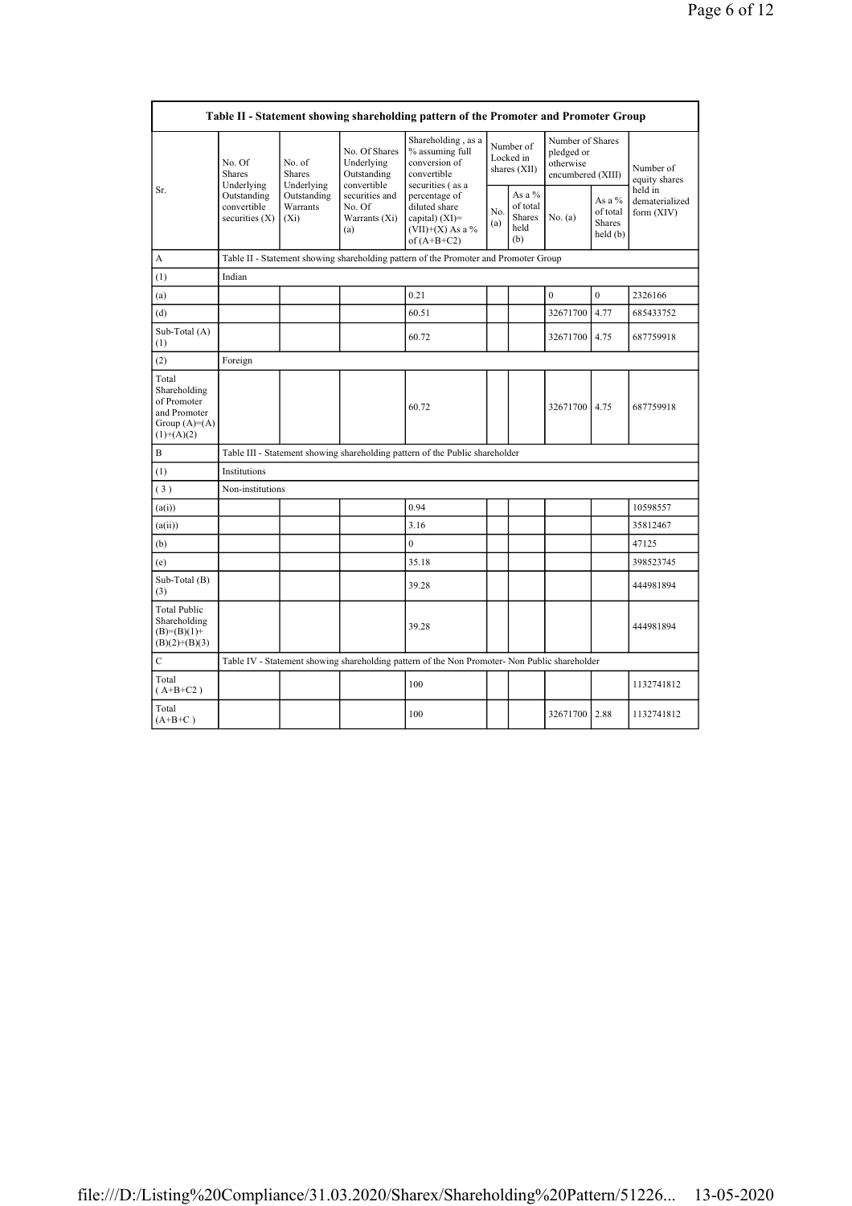| Table II - Statement showing shareholding pattern of the Promoter and Promoter Group | | | | | | | | | |
|---|---|---|---|---|---|---|---|---|---|
| Sr. | No. Of Shares Underlying Outstanding convertible securities (X) | No. of Shares Underlying Outstanding Warrants (Xi) | No. Of Shares Underlying Outstanding convertible securities and No. Of Warrants (Xi) (a) | Shareholding , as a % assuming full conversion of convertible securities ( as a percentage of diluted share capital) (XI)= (VII)+(X) As a % of (A+B+C2) | Number of Locked in shares (XII) | | Number of Shares pledged or otherwise encumbered (XIII) | | Number of equity shares held in dematerialized form (XIV) |
| | | | | | No. (a) | As a % of total Shares held (b) | No. (a) | As a % of total Shares held (b) | |
| A | Table II - Statement showing shareholding pattern of the Promoter and Promoter Group | | | | | | | | |
| (1) | Indian | | | | | | | | |
| (a) | | | | 0.21 | | | 0 | 0 | 2326166 |
| (d) | | | | 60.51 | | | 32671700 | 4.77 | 685433752 |
| Sub-Total (A) (1) | | | | 60.72 | | | 32671700 | 4.75 | 687759918 |
| (2) | Foreign | | | | | | | | |
| Total Shareholding of Promoter and Promoter Group (A)=(A)(1)+(A)(2) | | | | 60.72 | | | 32671700 | 4.75 | 687759918 |
| B | Table III - Statement showing shareholding pattern of the Public shareholder | | | | | | | | |
| (1) | Institutions | | | | | | | | |
| (3) | Non-institutions | | | | | | | | |
| (a(i)) | | | | 0.94 | | | | | 10598557 |
| (a(ii)) | | | | 3.16 | | | | | 35812467 |
| (b) | | | | 0 | | | | | 47125 |
| (e) | | | | 35.18 | | | | | 398523745 |
| Sub-Total (B) (3) | | | | 39.28 | | | | | 444981894 |
| Total Public Shareholding (B)=(B)(1)+(B)(2)+(B)(3) | | | | 39.28 | | | | | 444981894 |
| C | Table IV - Statement showing shareholding pattern of the Non Promoter- Non Public shareholder | | | | | | | | |
| Total ( A+B+C2 ) | | | | 100 | | | | | 1132741812 |
| Total (A+B+C ) | | | | 100 | | | 32671700 | 2.88 | 1132741812 |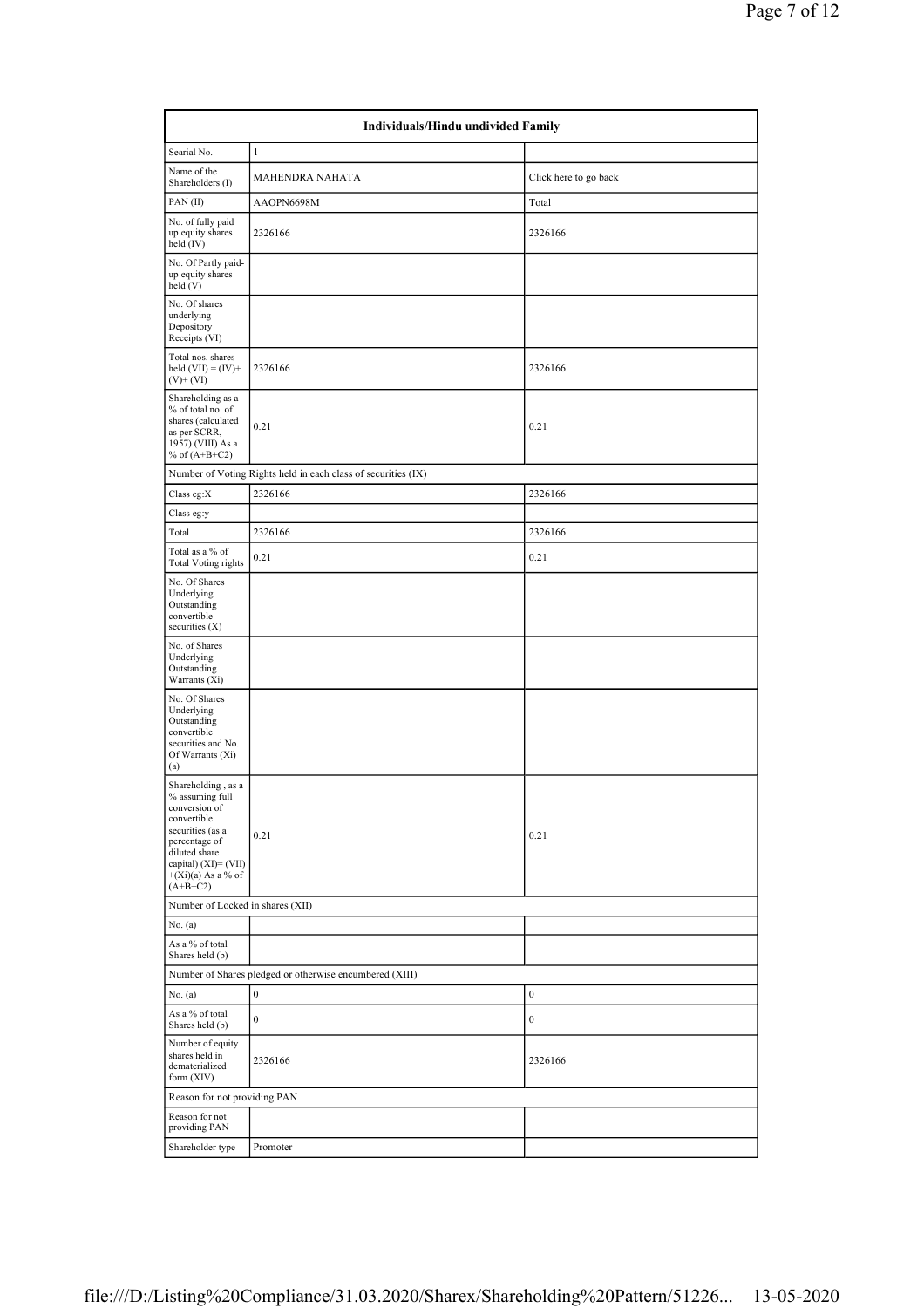| Individuals/Hindu undivided Family | | |
|---|---|---|
| Searial No. | 1 | |
| Name of the Shareholders (I) | MAHENDRA NAHATA | Click here to go back |
| PAN (II) | AAOPN6698M | Total |
| No. of fully paid up equity shares held (IV) | 2326166 | 2326166 |
| No. Of Partly paid-up equity shares held (V) | | |
| No. Of shares underlying Depository Receipts (VI) | | |
| Total nos. shares held (VII) = (IV)+ (V)+ (VI) | 2326166 | 2326166 |
| Shareholding as a % of total no. of shares (calculated as per SCRR, 1957) (VIII) As a % of (A+B+C2) | 0.21 | 0.21 |
| Number of Voting Rights held in each class of securities (IX) | | |
| Class eg:X | 2326166 | 2326166 |
| Class eg:y | | |
| Total | 2326166 | 2326166 |
| Total as a % of Total Voting rights | 0.21 | 0.21 |
| No. Of Shares Underlying Outstanding convertible securities (X) | | |
| No. of Shares Underlying Outstanding Warrants (Xi) | | |
| No. Of Shares Underlying Outstanding convertible securities and No. Of Warrants (Xi) (a) | | |
| Shareholding , as a % assuming full conversion of convertible securities (as a percentage of diluted share capital) (XI)= (VII) +(Xi)(a) As a % of (A+B+C2) | 0.21 | 0.21 |
| Number of Locked in shares (XII) | | |
| No. (a) | | |
| As a % of total Shares held (b) | | |
| Number of Shares pledged or otherwise encumbered (XIII) | | |
| No. (a) | 0 | 0 |
| As a % of total Shares held (b) | 0 | 0 |
| Number of equity shares held in dematerialized form (XIV) | 2326166 | 2326166 |
| Reason for not providing PAN | | |
| Reason for not providing PAN | | |
| Shareholder type | Promoter | |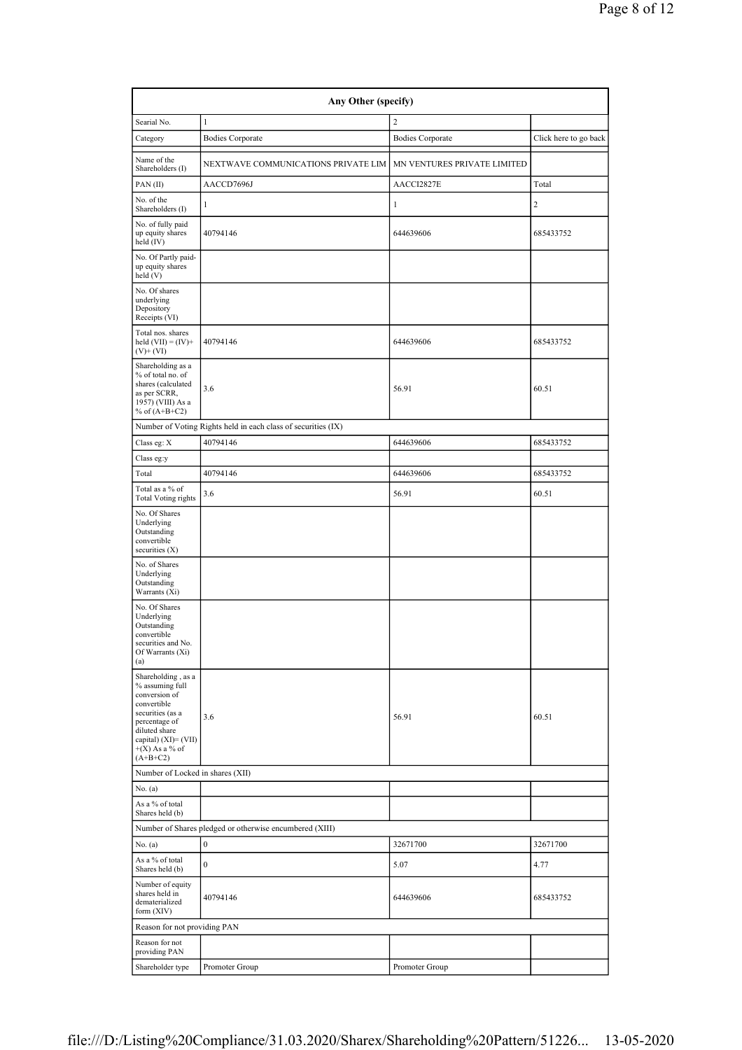| Any Other (specify) | | | |
|---|---|---|---|
| Searial No. | 1 | 2 | |
| Category | Bodies Corporate | Bodies Corporate | Click here to go back |
| Name of the Shareholders (I) | NEXTWAVE COMMUNICATIONS PRIVATE LIM | MN VENTURES PRIVATE LIMITED | |
| PAN (II) | AACCD7696J | AACCI2827E | Total |
| No. of the Shareholders (I) | 1 | 1 | 2 |
| No. of fully paid up equity shares held (IV) | 40794146 | 644639606 | 685433752 |
| No. Of Partly paid-up equity shares held (V) | | | |
| No. Of shares underlying Depository Receipts (VI) | | | |
| Total nos. shares held (VII) = (IV)+ (V)+ (VI) | 40794146 | 644639606 | 685433752 |
| Shareholding as a % of total no. of shares (calculated as per SCRR, 1957) (VIII) As a % of (A+B+C2) | 3.6 | 56.91 | 60.51 |
| Number of Voting Rights held in each class of securities (IX) | | | |
| Class eg: X | 40794146 | 644639606 | 685433752 |
| Class eg:y | | | |
| Total | 40794146 | 644639606 | 685433752 |
| Total as a % of Total Voting rights | 3.6 | 56.91 | 60.51 |
| No. Of Shares Underlying Outstanding convertible securities (X) | | | |
| No. of Shares Underlying Outstanding Warrants (Xi) | | | |
| No. Of Shares Underlying Outstanding convertible securities and No. Of Warrants (Xi) (a) | | | |
| Shareholding , as a % assuming full conversion of convertible securities (as a percentage of diluted share capital) (XI)= (VII) +(X) As a % of (A+B+C2) | 3.6 | 56.91 | 60.51 |
| Number of Locked in shares (XII) | | | |
| No. (a) | | | |
| As a % of total Shares held (b) | | | |
| Number of Shares pledged or otherwise encumbered (XIII) | | | |
| No. (a) | 0 | 32671700 | 32671700 |
| As a % of total Shares held (b) | 0 | 5.07 | 4.77 |
| Number of equity shares held in dematerialized form (XIV) | 40794146 | 644639606 | 685433752 |
| Reason for not providing PAN | | | |
| Reason for not providing PAN | | | |
| Shareholder type | Promoter Group | Promoter Group | |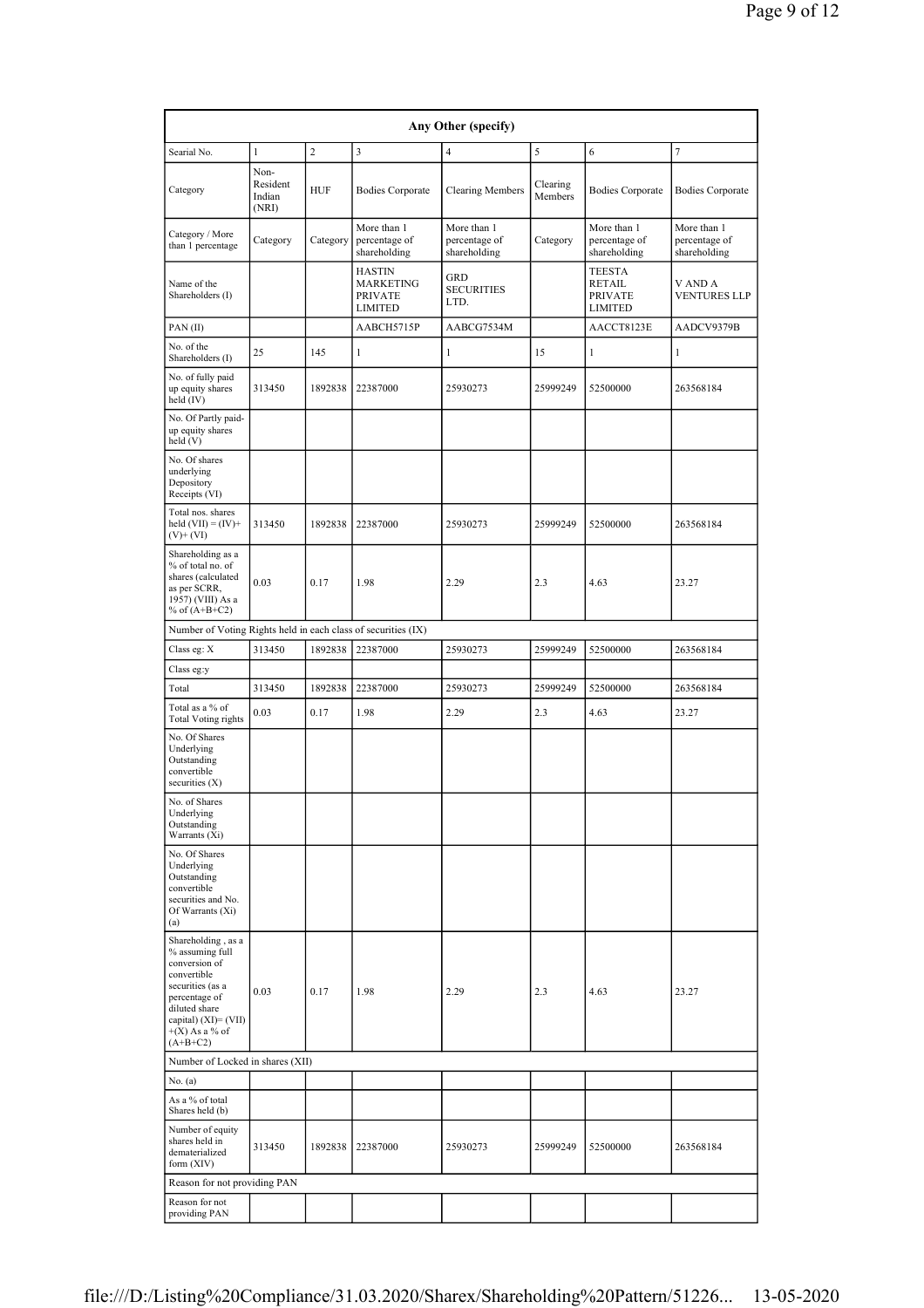| Any Other (specify) | | | | | | | |
|---|---|---|---|---|---|---|---|
| Searial No. | 1 | 2 | 3 | 4 | 5 | 6 | 7 |
| Category | Non-Resident Indian (NRI) | HUF | Bodies Corporate | Clearing Members | Clearing Members | Bodies Corporate | Bodies Corporate |
| Category / More than 1 percentage | Category | Category | More than 1 percentage of shareholding | More than 1 percentage of shareholding | Category | More than 1 percentage of shareholding | More than 1 percentage of shareholding |
| Name of the Shareholders (I) | | | HASTIN MARKETING PRIVATE LIMITED | GRD SECURITIES LTD. | | TEESTA RETAIL PRIVATE LIMITED | V AND A VENTURES LLP |
| PAN (II) | | | AABCH5715P | AABCG7534M | | AACCT8123E | AADCV9379B |
| No. of the Shareholders (I) | 25 | 145 | 1 | 1 | 15 | 1 | 1 |
| No. of fully paid up equity shares held (IV) | 313450 | 1892838 | 22387000 | 25930273 | 25999249 | 52500000 | 263568184 |
| No. Of Partly paid-up equity shares held (V) | | | | | | | |
| No. Of shares underlying Depository Receipts (VI) | | | | | | | |
| Total nos. shares held (VII) = (IV)+ (V)+ (VI) | 313450 | 1892838 | 22387000 | 25930273 | 25999249 | 52500000 | 263568184 |
| Shareholding as a % of total no. of shares (calculated as per SCRR, 1957) (VIII) As a % of (A+B+C2) | 0.03 | 0.17 | 1.98 | 2.29 | 2.3 | 4.63 | 23.27 |
| Number of Voting Rights held in each class of securities (IX) | | | | | | | |
| Class eg: X | 313450 | 1892838 | 22387000 | 25930273 | 25999249 | 52500000 | 263568184 |
| Class eg:y | | | | | | | |
| Total | 313450 | 1892838 | 22387000 | 25930273 | 25999249 | 52500000 | 263568184 |
| Total as a % of Total Voting rights | 0.03 | 0.17 | 1.98 | 2.29 | 2.3 | 4.63 | 23.27 |
| No. Of Shares Underlying Outstanding convertible securities (X) | | | | | | | |
| No. of Shares Underlying Outstanding Warrants (Xi) | | | | | | | |
| No. Of Shares Underlying Outstanding convertible securities and No. Of Warrants (Xi) (a) | | | | | | | |
| Shareholding , as a % assuming full conversion of convertible securities (as a percentage of diluted share capital) (XI)= (VII) +(X) As a % of (A+B+C2) | 0.03 | 0.17 | 1.98 | 2.29 | 2.3 | 4.63 | 23.27 |
| Number of Locked in shares (XII) | | | | | | | |
| No. (a) | | | | | | | |
| As a % of total Shares held (b) | | | | | | | |
| Number of equity shares held in dematerialized form (XIV) | 313450 | 1892838 | 22387000 | 25930273 | 25999249 | 52500000 | 263568184 |
| Reason for not providing PAN | | | | | | | |
| Reason for not providing PAN | | | | | | | |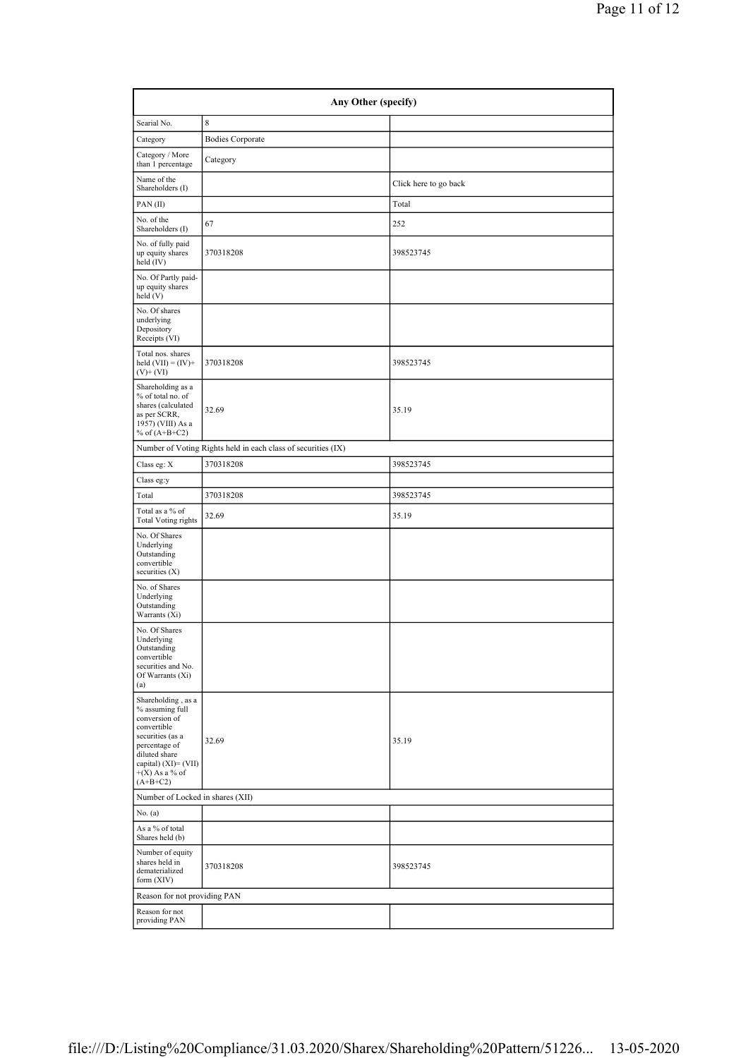| Any Other (specify) | | |
|---|---|---|
| Searial No. | 8 | |
| Category | Bodies Corporate | |
| Category / More than 1 percentage | Category | |
| Name of the Shareholders (I) | | Click here to go back |
| PAN (II) | | Total |
| No. of the Shareholders (I) | 67 | 252 |
| No. of fully paid up equity shares held (IV) | 370318208 | 398523745 |
| No. Of Partly paid-up equity shares held (V) | | |
| No. Of shares underlying Depository Receipts (VI) | | |
| Total nos. shares held (VII) = (IV)+ (V)+ (VI) | 370318208 | 398523745 |
| Shareholding as a % of total no. of shares (calculated as per SCRR, 1957) (VIII) As a % of (A+B+C2) | 32.69 | 35.19 |
| Number of Voting Rights held in each class of securities (IX) | | |
| Class eg: X | 370318208 | 398523745 |
| Class eg:y | | |
| Total | 370318208 | 398523745 |
| Total as a % of Total Voting rights | 32.69 | 35.19 |
| No. Of Shares Underlying Outstanding convertible securities (X) | | |
| No. of Shares Underlying Outstanding Warrants (Xi) | | |
| No. Of Shares Underlying Outstanding convertible securities and No. Of Warrants (Xi) (a) | | |
| Shareholding , as a % assuming full conversion of convertible securities (as a percentage of diluted share capital) (XI)= (VII)+(X) As a % of (A+B+C2) | 32.69 | 35.19 |
| Number of Locked in shares (XII) | | |
| No. (a) | | |
| As a % of total Shares held (b) | | |
| Number of equity shares held in dematerialized form (XIV) | 370318208 | 398523745 |
| Reason for not providing PAN | | |
| Reason for not providing PAN | | |